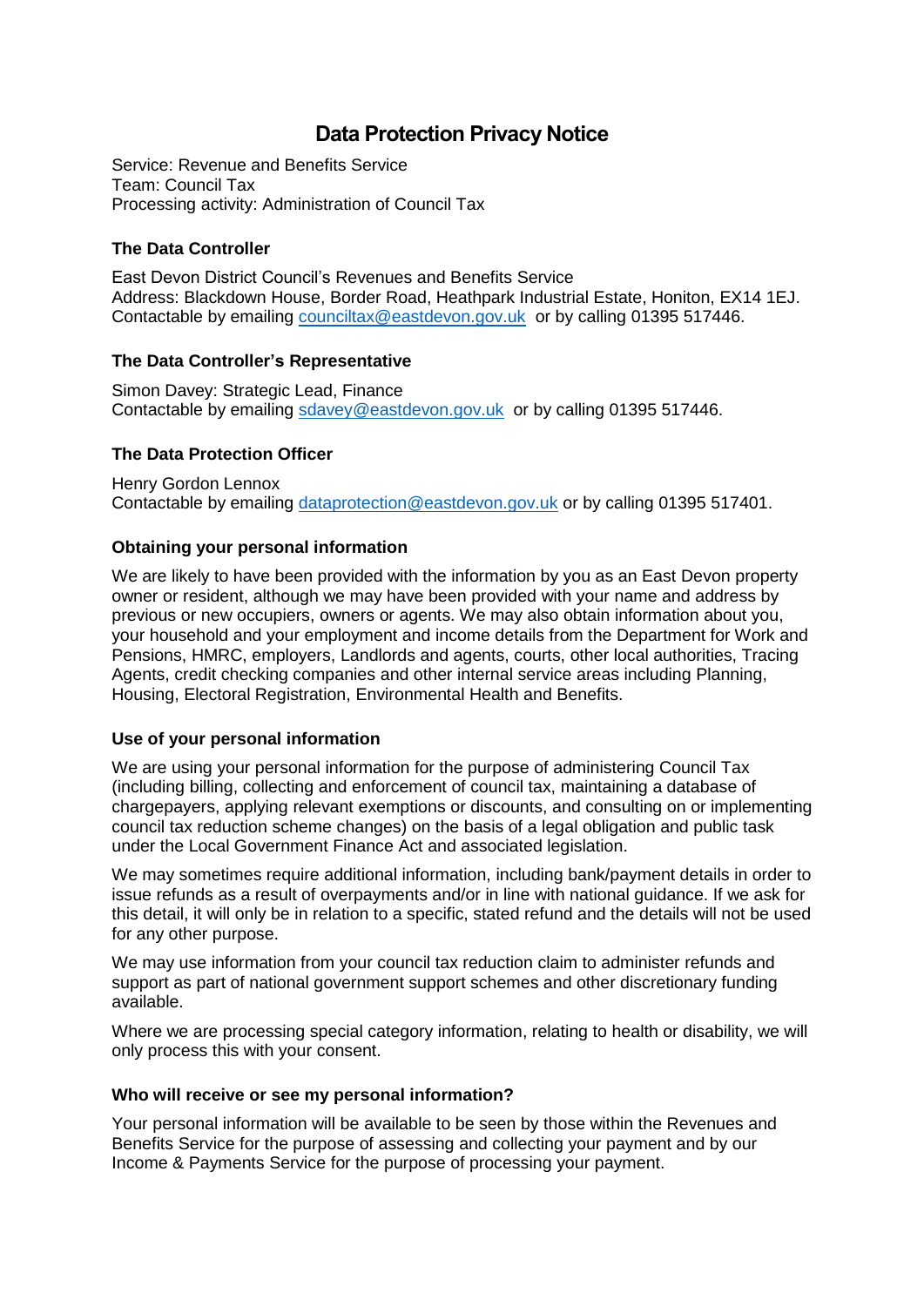# Data Protection Privacy Notice

Service: Revenue and Benefits Service
Team: Council Tax
Processing activity: Administration of Council Tax

## The Data Controller

East Devon District Council's Revenues and Benefits Service
Address: Blackdown House, Border Road, Heathpark Industrial Estate, Honiton, EX14 1EJ.
Contactable by emailing councilltax@eastdevon.gov.uk or by calling 01395 517446.

## The Data Controller's Representative

Simon Davey: Strategic Lead, Finance
Contactable by emailing sdavey@eastdevon.gov.uk or by calling 01395 517446.

## The Data Protection Officer

Henry Gordon Lennox
Contactable by emailing dataprotection@eastdevon.gov.uk or by calling 01395 517401.

## Obtaining your personal information

We are likely to have been provided with the information by you as an East Devon property owner or resident, although we may have been provided with your name and address by previous or new occupiers, owners or agents. We may also obtain information about you, your household and your employment and income details from the Department for Work and Pensions, HMRC, employers, Landlords and agents, courts, other local authorities, Tracing Agents, credit checking companies and other internal service areas including Planning, Housing, Electoral Registration, Environmental Health and Benefits.

## Use of your personal information

We are using your personal information for the purpose of administering Council Tax (including billing, collecting and enforcement of council tax, maintaining a database of chargepayers, applying relevant exemptions or discounts, and consulting on or implementing council tax reduction scheme changes) on the basis of a legal obligation and public task under the Local Government Finance Act and associated legislation.

We may sometimes require additional information, including bank/payment details in order to issue refunds as a result of overpayments and/or in line with national guidance. If we ask for this detail, it will only be in relation to a specific, stated refund and the details will not be used for any other purpose.

We may use information from your council tax reduction claim to administer refunds and support as part of national government support schemes and other discretionary funding available.

Where we are processing special category information, relating to health or disability, we will only process this with your consent.

## Who will receive or see my personal information?

Your personal information will be available to be seen by those within the Revenues and Benefits Service for the purpose of assessing and collecting your payment and by our Income & Payments Service for the purpose of processing your payment.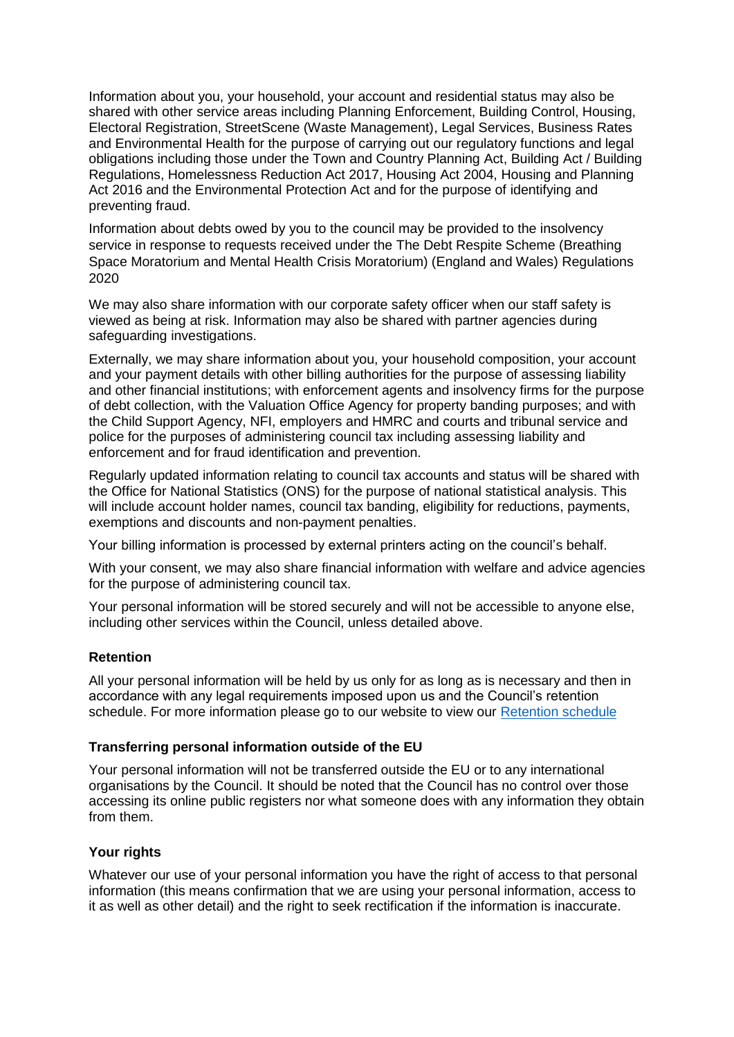Information about you, your household, your account and residential status may also be shared with other service areas including Planning Enforcement, Building Control, Housing, Electoral Registration, StreetScene (Waste Management), Legal Services, Business Rates and Environmental Health for the purpose of carrying out our regulatory functions and legal obligations including those under the Town and Country Planning Act, Building Act / Building Regulations, Homelessness Reduction Act 2017, Housing Act 2004, Housing and Planning Act 2016 and the Environmental Protection Act and for the purpose of identifying and preventing fraud.

Information about debts owed by you to the council may be provided to the insolvency service in response to requests received under the The Debt Respite Scheme (Breathing Space Moratorium and Mental Health Crisis Moratorium) (England and Wales) Regulations 2020

We may also share information with our corporate safety officer when our staff safety is viewed as being at risk. Information may also be shared with partner agencies during safeguarding investigations.

Externally, we may share information about you, your household composition, your account and your payment details with other billing authorities for the purpose of assessing liability and other financial institutions; with enforcement agents and insolvency firms for the purpose of debt collection, with the Valuation Office Agency for property banding purposes; and with the Child Support Agency, NFI, employers and HMRC and courts and tribunal service and police for the purposes of administering council tax including assessing liability and enforcement and for fraud identification and prevention.

Regularly updated information relating to council tax accounts and status will be shared with the Office for National Statistics (ONS) for the purpose of national statistical analysis. This will include account holder names, council tax banding, eligibility for reductions, payments, exemptions and discounts and non-payment penalties.

Your billing information is processed by external printers acting on the council's behalf.

With your consent, we may also share financial information with welfare and advice agencies for the purpose of administering council tax.

Your personal information will be stored securely and will not be accessible to anyone else, including other services within the Council, unless detailed above.

**Retention**

All your personal information will be held by us only for as long as is necessary and then in accordance with any legal requirements imposed upon us and the Council's retention schedule. For more information please go to our website to view our Retention schedule

**Transferring personal information outside of the EU**

Your personal information will not be transferred outside the EU or to any international organisations by the Council. It should be noted that the Council has no control over those accessing its online public registers nor what someone does with any information they obtain from them.

**Your rights**

Whatever our use of your personal information you have the right of access to that personal information (this means confirmation that we are using your personal information, access to it as well as other detail) and the right to seek rectification if the information is inaccurate.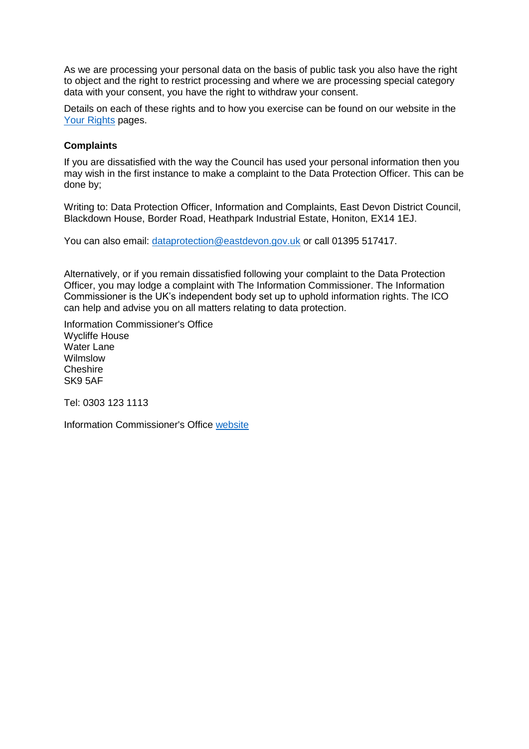As we are processing your personal data on the basis of public task you also have the right to object and the right to restrict processing and where we are processing special category data with your consent, you have the right to withdraw your consent.

Details on each of these rights and to how you exercise can be found on our website in the Your Rights pages.

**Complaints**

If you are dissatisfied with the way the Council has used your personal information then you may wish in the first instance to make a complaint to the Data Protection Officer. This can be done by;

Writing to: Data Protection Officer, Information and Complaints, East Devon District Council, Blackdown House, Border Road, Heathpark Industrial Estate, Honiton, EX14 1EJ.

You can also email: dataprotection@eastdevon.gov.uk or call 01395 517417.

Alternatively, or if you remain dissatisfied following your complaint to the Data Protection Officer, you may lodge a complaint with The Information Commissioner. The Information Commissioner is the UK's independent body set up to uphold information rights. The ICO can help and advise you on all matters relating to data protection.

Information Commissioner's Office
Wycliffe House
Water Lane
Wilmslow
Cheshire
SK9 5AF

Tel: 0303 123 1113

Information Commissioner's Office website